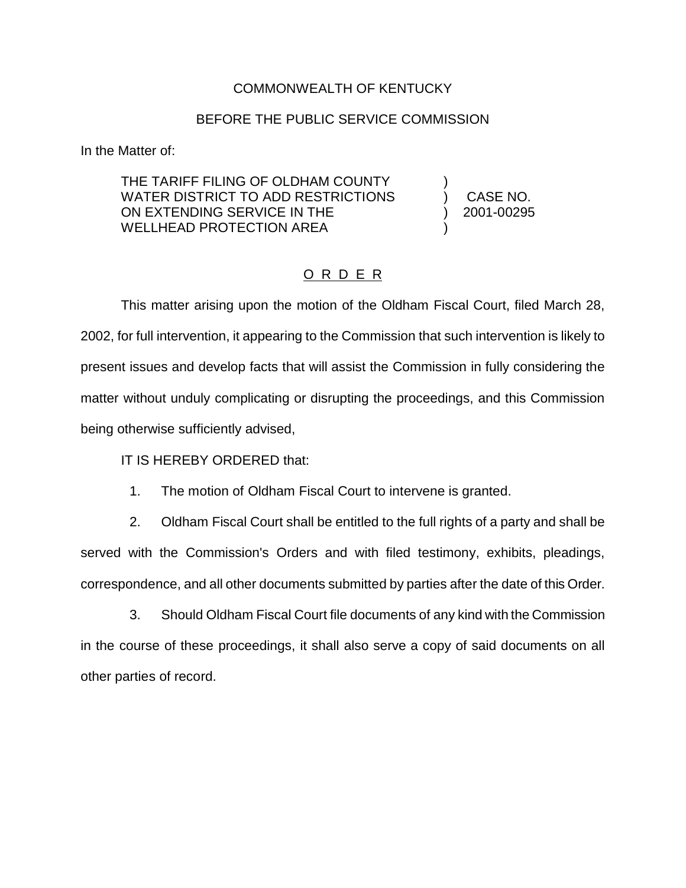COMMONWEALTH OF KENTUCKY

BEFORE THE PUBLIC SERVICE COMMISSION

In the Matter of:

| | | |
|---|---|---|
| THE TARIFF FILING OF OLDHAM COUNTY WATER DISTRICT TO ADD RESTRICTIONS ON EXTENDING SERVICE IN THE WELLHEAD PROTECTION AREA | ) ) ) ) | CASE NO. 2001-00295 |

O R D E R

This matter arising upon the motion of the Oldham Fiscal Court, filed March 28, 2002, for full intervention, it appearing to the Commission that such intervention is likely to present issues and develop facts that will assist the Commission in fully considering the matter without unduly complicating or disrupting the proceedings, and this Commission being otherwise sufficiently advised,

IT IS HEREBY ORDERED that:

1. The motion of Oldham Fiscal Court to intervene is granted.

2. Oldham Fiscal Court shall be entitled to the full rights of a party and shall be served with the Commission's Orders and with filed testimony, exhibits, pleadings, correspondence, and all other documents submitted by parties after the date of this Order.

3. Should Oldham Fiscal Court file documents of any kind with the Commission in the course of these proceedings, it shall also serve a copy of said documents on all other parties of record.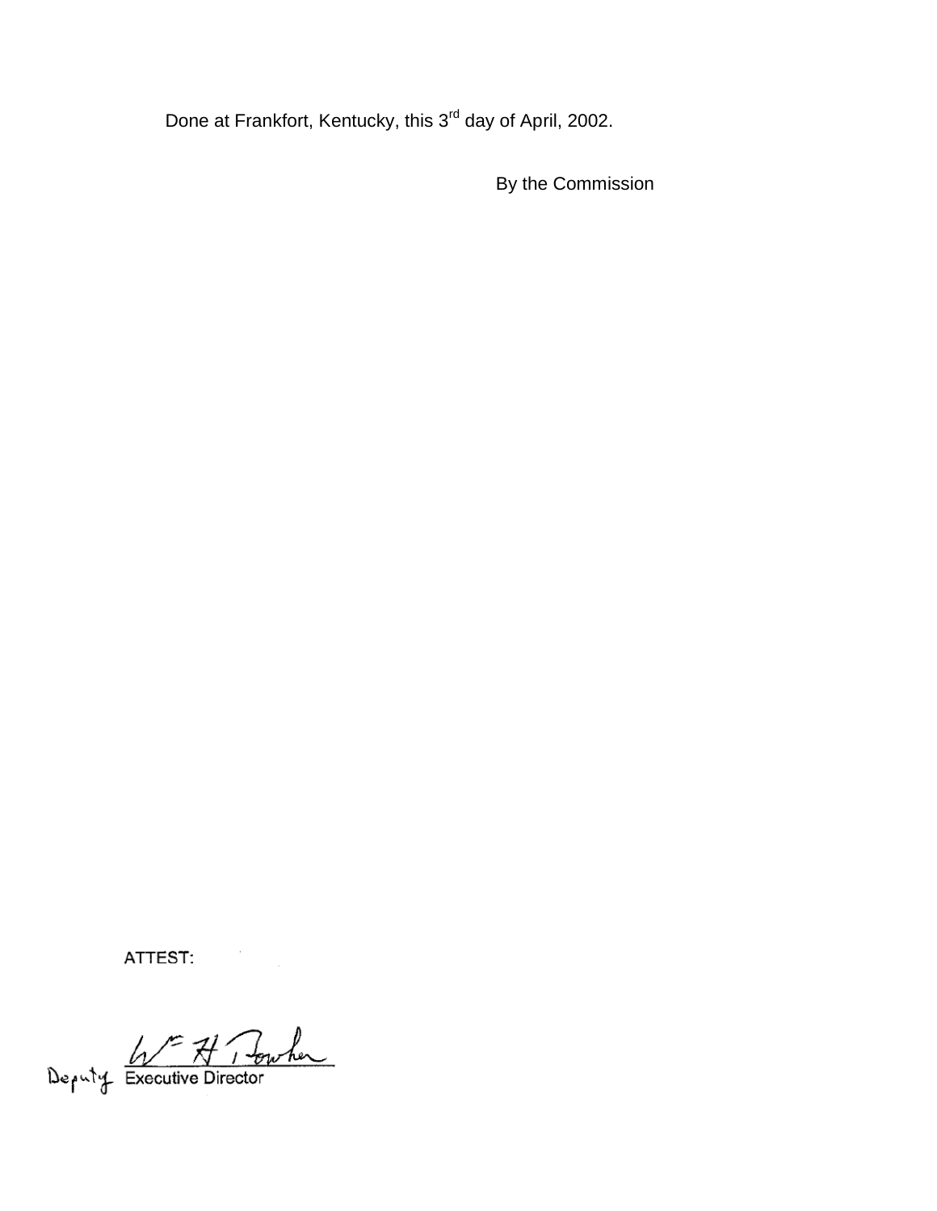Done at Frankfort, Kentucky, this 3rd day of April, 2002.

By the Commission

ATTEST:

Deputy Executive Director